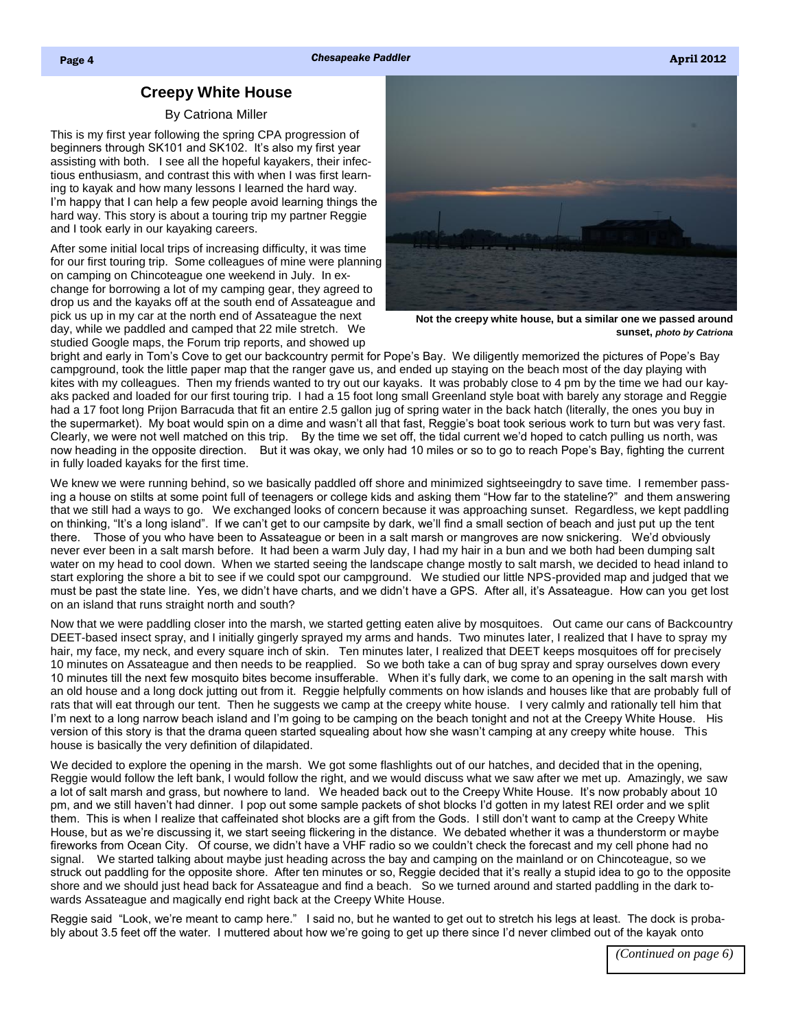## Creepy White House

By Catriona Miller

This is my first year following the spring CPA progression of beginners through SK101 and SK102. It's also my first year assisting with both. I see all the hopeful kayakers, their infectious enthusiasm, and contrast this with when I was first learning to kayak and how many lessons I learned the hard way. I'm happy that I can help a few people avoid learning things the hard way. This story is about a touring trip my partner Reggie and I took early in our kayaking careers.

After some initial local trips of increasing difficulty, it was time for our first touring trip. Some colleagues of mine were planning on camping on Chincoteague one weekend in July. In exchange for borrowing a lot of my camping gear, they agreed to drop us and the kayaks off at the south end of Assateague and pick us up in my car at the north end of Assateague the next day, while we paddled and camped that 22 mile stretch. We studied Google maps, the Forum trip reports, and showed up bright and early in Tom's Cove to get our backcountry permit for Pope's Bay. We diligently memorized the pictures of Pope's Bay campground, took the little paper map that the ranger gave us, and ended up staying on the beach most of the day playing with kites with my colleagues. Then my friends wanted to try out our kayaks. It was probably close to 4 pm by the time we had our kayaks packed and loaded for our first touring trip. I had a 15 foot long small Greenland style boat with barely any storage and Reggie had a 17 foot long Prijon Barracuda that fit an entire 2.5 gallon jug of spring water in the back hatch (literally, the ones you buy in the supermarket). My boat would spin on a dime and wasn't all that fast, Reggie's boat took serious work to turn but was very fast. Clearly, we were not well matched on this trip. By the time we set off, the tidal current we'd hoped to catch pulling us north, was now heading in the opposite direction. But it was okay, we only had 10 miles or so to go to reach Pope's Bay, fighting the current in fully loaded kayaks for the first time.

Not the creepy white house, but a similar one we passed around sunset, *photo by Catriona*

We knew we were running behind, so we basically paddled off shore and minimized sightseeingdry to save time. I remember passing a house on stilts at some point full of teenagers or college kids and asking them "How far to the stateline?" and them answering that we still had a ways to go. We exchanged looks of concern because it was approaching sunset. Regardless, we kept paddling on thinking, "It's a long island". If we can't get to our campsite by dark, we'll find a small section of beach and just put up the tent there. Those of you who have been to Assateague or been in a salt marsh or mangroves are now snickering. We'd obviously never ever been in a salt marsh before. It had been a warm July day, I had my hair in a bun and we both had been dumping salt water on my head to cool down. When we started seeing the landscape change mostly to salt marsh, we decided to head inland to start exploring the shore a bit to see if we could spot our campground. We studied our little NPS-provided map and judged that we must be past the state line. Yes, we didn't have charts, and we didn't have a GPS. After all, it's Assateague. How can you get lost on an island that runs straight north and south?

Now that we were paddling closer into the marsh, we started getting eaten alive by mosquitoes. Out came our cans of Backcountry DEET-based insect spray, and I initially gingerly sprayed my arms and hands. Two minutes later, I realized that I have to spray my hair, my face, my neck, and every square inch of skin. Ten minutes later, I realized that DEET keeps mosquitoes off for precisely 10 minutes on Assateague and then needs to be reapplied. So we both take a can of bug spray and spray ourselves down every 10 minutes till the next few mosquito bites become insufferable. When it's fully dark, we come to an opening in the salt marsh with an old house and a long dock jutting out from it. Reggie helpfully comments on how islands and houses like that are probably full of rats that will eat through our tent. Then he suggests we camp at the creepy white house. I very calmly and rationally tell him that I'm next to a long narrow beach island and I'm going to be camping on the beach tonight and not at the Creepy White House. His version of this story is that the drama queen started squealing about how she wasn't camping at any creepy white house. This house is basically the very definition of dilapidated.

We decided to explore the opening in the marsh. We got some flashlights out of our hatches, and decided that in the opening, Reggie would follow the left bank, I would follow the right, and we would discuss what we saw after we met up. Amazingly, we saw a lot of salt marsh and grass, but nowhere to land. We headed back out to the Creepy White House. It's now probably about 10 pm, and we still haven't had dinner. I pop out some sample packets of shot blocks I'd gotten in my latest REI order and we split them. This is when I realize that caffeinated shot blocks are a gift from the Gods. I still don't want to camp at the Creepy White House, but as we're discussing it, we start seeing flickering in the distance. We debated whether it was a thunderstorm or maybe fireworks from Ocean City. Of course, we didn't have a VHF radio so we couldn't check the forecast and my cell phone had no signal. We started talking about maybe just heading across the bay and camping on the mainland or on Chincoteague, so we struck out paddling for the opposite shore. After ten minutes or so, Reggie decided that it's really a stupid idea to go to the opposite shore and we should just head back for Assateague and find a beach. So we turned around and started paddling in the dark towards Assateague and magically end right back at the Creepy White House.

Reggie said "Look, we're meant to camp here." I said no, but he wanted to get out to stretch his legs at least. The dock is probably about 3.5 feet off the water. I muttered about how we're going to get up there since I'd never climbed out of the kayak onto

*(Continued on page 6)*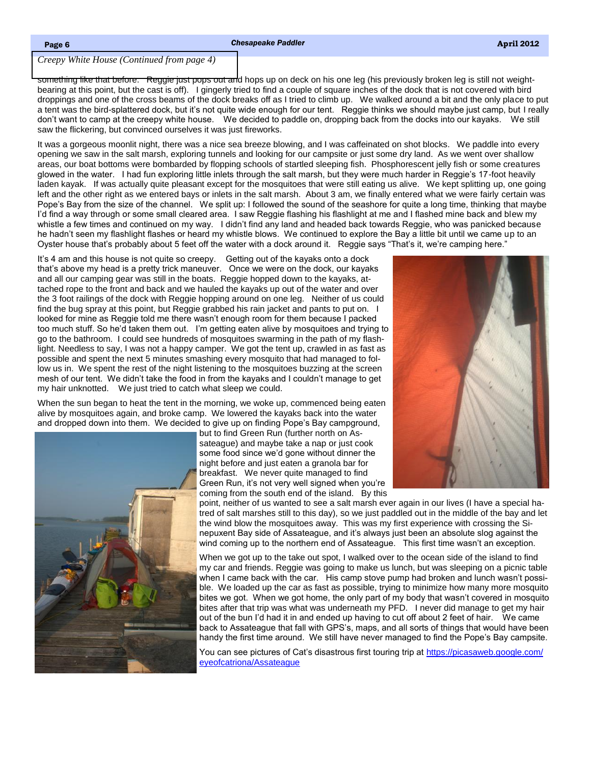*Creepy White House (Continued from page 4)*

something like that before. Reggie just pops out and hops up on deck on his one leg (his previously broken leg is still not weight-bearing at this point, but the cast is off). I gingerly tried to find a couple of square inches of the dock that is not covered with bird droppings and one of the cross beams of the dock breaks off as I tried to climb up. We walked around a bit and the only place to put a tent was the bird-splattered dock, but it's not quite wide enough for our tent. Reggie thinks we should maybe just camp, but I really don't want to camp at the creepy white house. We decided to paddle on, dropping back from the docks into our kayaks. We still saw the flickering, but convinced ourselves it was just fireworks.

It was a gorgeous moonlit night, there was a nice sea breeze blowing, and I was caffeinated on shot blocks. We paddle into every opening we saw in the salt marsh, exploring tunnels and looking for our campsite or just some dry land. As we went over shallow areas, our boat bottoms were bombarded by flopping schools of startled sleeping fish. Phosphorescent jelly fish or some creatures glowed in the water. I had fun exploring little inlets through the salt marsh, but they were much harder in Reggie's 17-foot heavily laden kayak. If was actually quite pleasant except for the mosquitoes that were still eating us alive. We kept splitting up, one going left and the other right as we entered bays or inlets in the salt marsh. About 3 am, we finally entered what we were fairly certain was Pope's Bay from the size of the channel. We split up: I followed the sound of the seashore for quite a long time, thinking that maybe I'd find a way through or some small cleared area. I saw Reggie flashing his flashlight at me and I flashed mine back and blew my whistle a few times and continued on my way. I didn't find any land and headed back towards Reggie, who was panicked because he hadn't seen my flashlight flashes or heard my whistle blows. We continued to explore the Bay a little bit until we came up to an Oyster house that's probably about 5 feet off the water with a dock around it. Reggie says "That's it, we're camping here."

It's 4 am and this house is not quite so creepy. Getting out of the kayaks onto a dock that's above my head is a pretty trick maneuver. Once we were on the dock, our kayaks and all our camping gear was still in the boats. Reggie hopped down to the kayaks, attached rope to the front and back and we hauled the kayaks up out of the water and over the 3 foot railings of the dock with Reggie hopping around on one leg. Neither of us could find the bug spray at this point, but Reggie grabbed his rain jacket and pants to put on. I looked for mine as Reggie told me there wasn't enough room for them because I packed too much stuff. So he'd taken them out. I'm getting eaten alive by mosquitoes and trying to go to the bathroom. I could see hundreds of mosquitoes swarming in the path of my flashlight. Needless to say, I was not a happy camper. We got the tent up, crawled in as fast as possible and spent the next 5 minutes smashing every mosquito that had managed to follow us in. We spent the rest of the night listening to the mosquitoes buzzing at the screen mesh of our tent. We didn't take the food in from the kayaks and I couldn't manage to get my hair unknotted. We just tried to catch what sleep we could.

When the sun began to heat the tent in the morning, we woke up, commenced being eaten alive by mosquitoes again, and broke camp. We lowered the kayaks back into the water and dropped down into them. We decided to give up on finding Pope's Bay campground, but to find Green Run (further north on Assateague) and maybe take a nap or just cook some food since we'd gone without dinner the night before and just eaten a granola bar for breakfast. We never quite managed to find Green Run, it's not very well signed when you're coming from the south end of the island. By this point, neither of us wanted to see a salt marsh ever again in our lives (I have a special hatred of salt marshes still to this day), so we just paddled out in the middle of the bay and let the wind blow the mosquitoes away. This was my first experience with crossing the Sinepuxent Bay side of Assateague, and it's always just been an absolute slog against the wind coming up to the northern end of Assateague. This first time wasn't an exception.

When we got up to the take out spot, I walked over to the ocean side of the island to find my car and friends. Reggie was going to make us lunch, but was sleeping on a picnic table when I came back with the car. His camp stove pump had broken and lunch wasn't possible. We loaded up the car as fast as possible, trying to minimize how many more mosquito bites we got. When we got home, the only part of my body that wasn't covered in mosquito bites after that trip was what was underneath my PFD. I never did manage to get my hair out of the bun I'd had it in and ended up having to cut off about 2 feet of hair. We came back to Assateague that fall with GPS's, maps, and all sorts of things that would have been handy the first time around. We still have never managed to find the Pope's Bay campsite.

You can see pictures of Cat's disastrous first touring trip at https://picasaweb.google.com/eyeofcatriona/Assateague